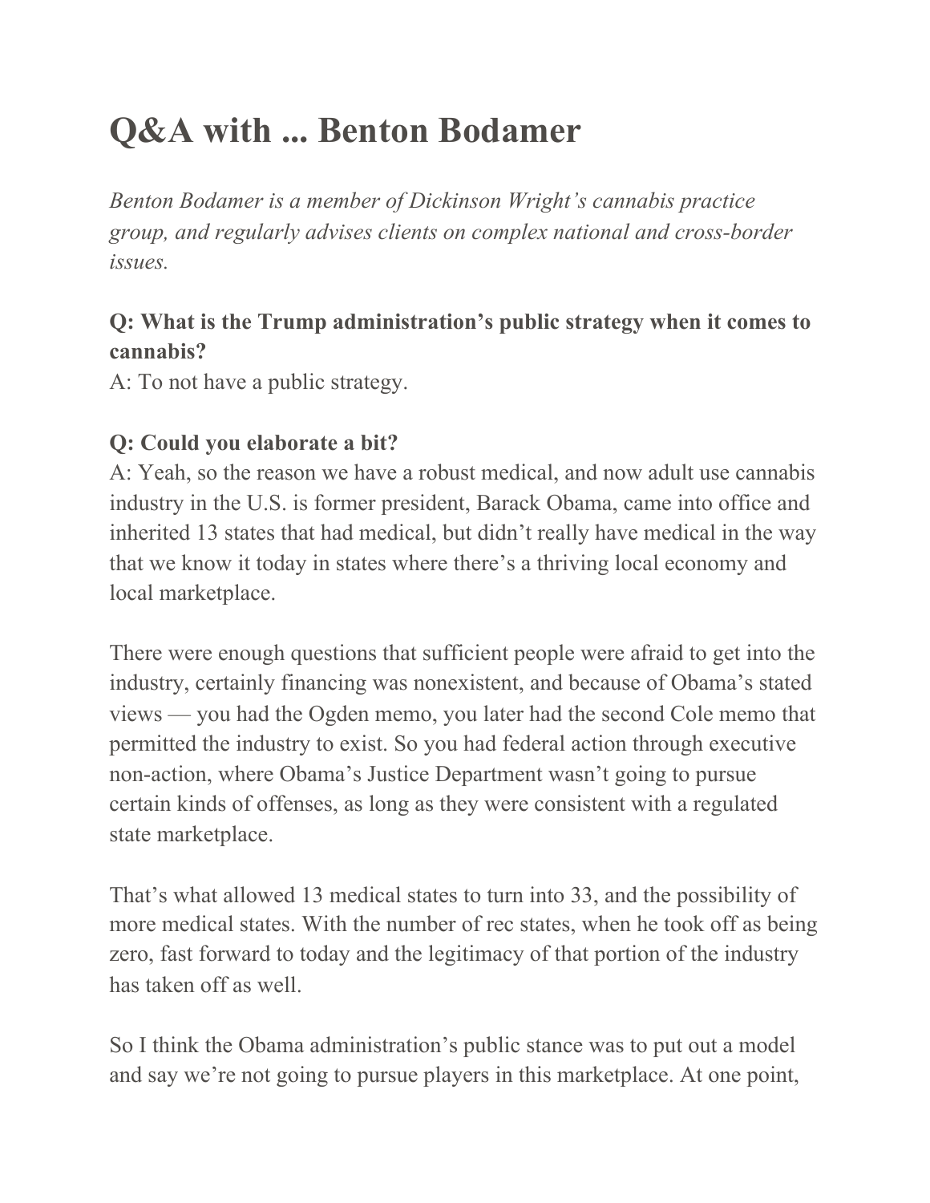# Q&A with ... Benton Bodamer

*Benton Bodamer is a member of Dickinson Wright's cannabis practice group, and regularly advises clients on complex national and cross-border issues.*

**Q: What is the Trump administration's public strategy when it comes to cannabis?**
A: To not have a public strategy.

**Q: Could you elaborate a bit?**
A: Yeah, so the reason we have a robust medical, and now adult use cannabis industry in the U.S. is former president, Barack Obama, came into office and inherited 13 states that had medical, but didn't really have medical in the way that we know it today in states where there's a thriving local economy and local marketplace.

There were enough questions that sufficient people were afraid to get into the industry, certainly financing was nonexistent, and because of Obama's stated views — you had the Ogden memo, you later had the second Cole memo that permitted the industry to exist. So you had federal action through executive non-action, where Obama's Justice Department wasn't going to pursue certain kinds of offenses, as long as they were consistent with a regulated state marketplace.

That's what allowed 13 medical states to turn into 33, and the possibility of more medical states. With the number of rec states, when he took off as being zero, fast forward to today and the legitimacy of that portion of the industry has taken off as well.

So I think the Obama administration's public stance was to put out a model and say we're not going to pursue players in this marketplace. At one point,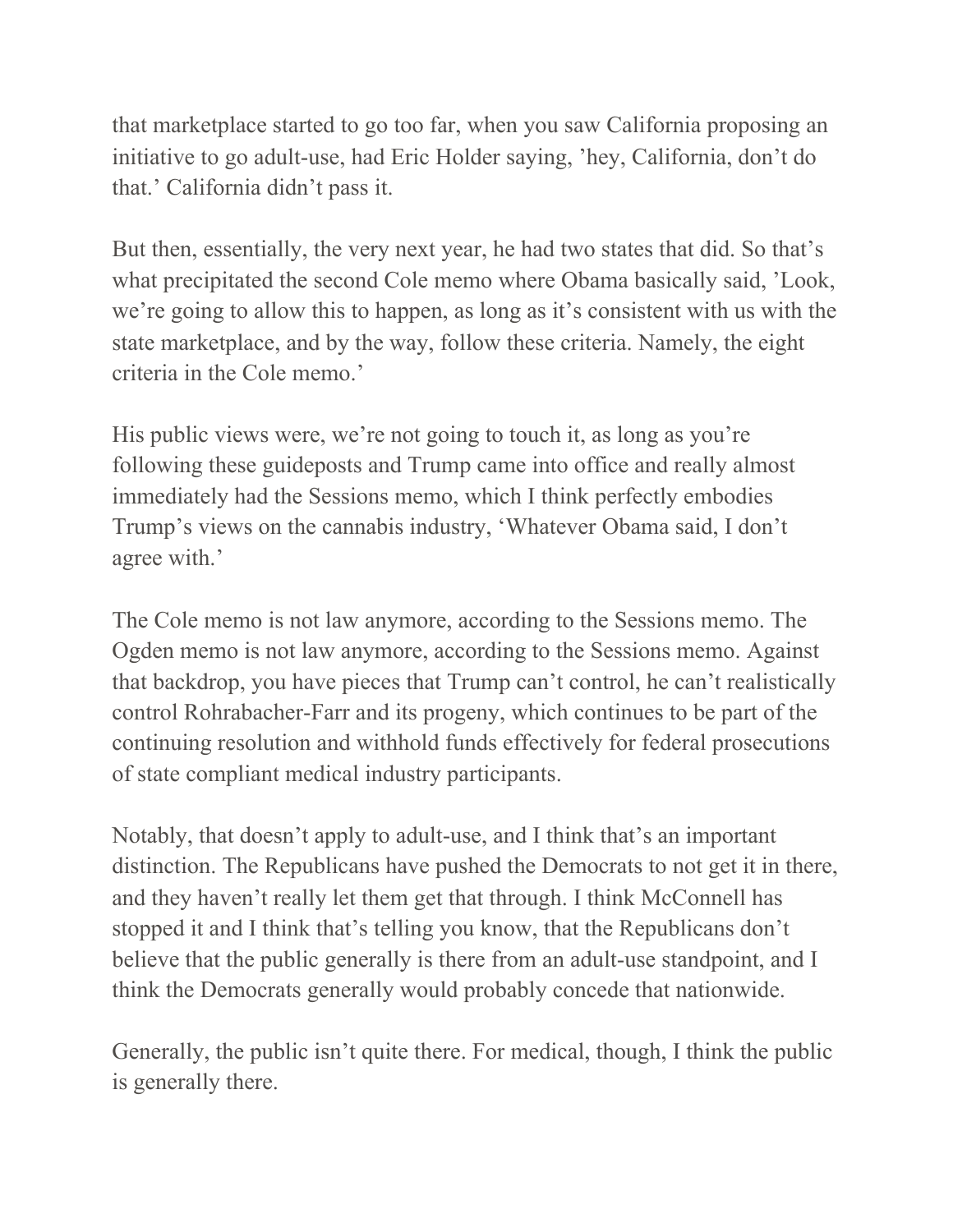that marketplace started to go too far, when you saw California proposing an initiative to go adult-use, had Eric Holder saying, ’hey, California, don’t do that.’ California didn’t pass it.

But then, essentially, the very next year, he had two states that did. So that’s what precipitated the second Cole memo where Obama basically said, ’Look, we’re going to allow this to happen, as long as it’s consistent with us with the state marketplace, and by the way, follow these criteria. Namely, the eight criteria in the Cole memo.’

His public views were, we’re not going to touch it, as long as you’re following these guideposts and Trump came into office and really almost immediately had the Sessions memo, which I think perfectly embodies Trump’s views on the cannabis industry, ‘Whatever Obama said, I don’t agree with.’

The Cole memo is not law anymore, according to the Sessions memo. The Ogden memo is not law anymore, according to the Sessions memo. Against that backdrop, you have pieces that Trump can’t control, he can’t realistically control Rohrabacher-Farr and its progeny, which continues to be part of the continuing resolution and withhold funds effectively for federal prosecutions of state compliant medical industry participants.

Notably, that doesn’t apply to adult-use, and I think that’s an important distinction. The Republicans have pushed the Democrats to not get it in there, and they haven’t really let them get that through. I think McConnell has stopped it and I think that’s telling you know, that the Republicans don’t believe that the public generally is there from an adult-use standpoint, and I think the Democrats generally would probably concede that nationwide.

Generally, the public isn’t quite there. For medical, though, I think the public is generally there.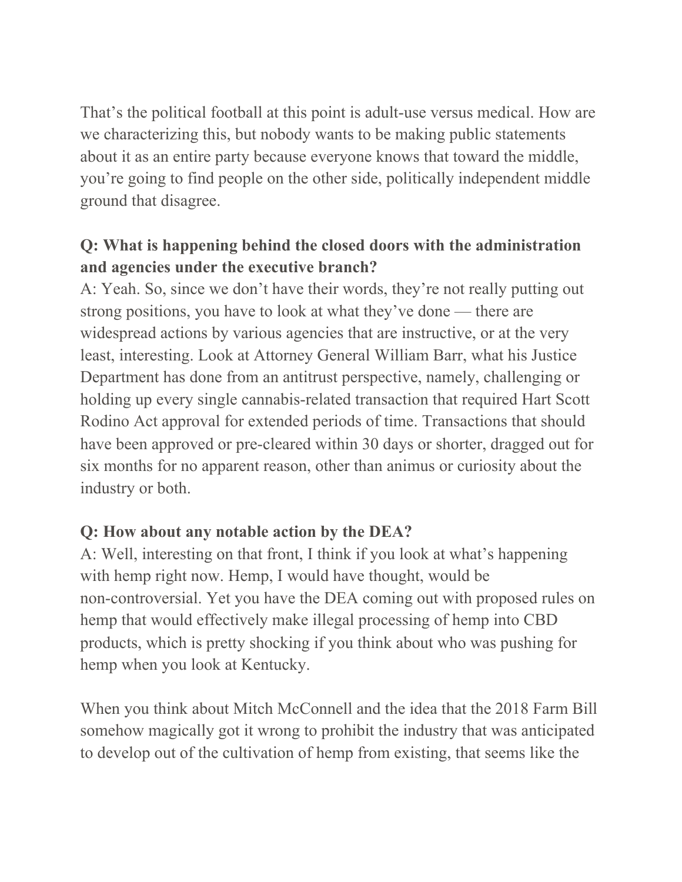That's the political football at this point is adult-use versus medical. How are we characterizing this, but nobody wants to be making public statements about it as an entire party because everyone knows that toward the middle, you're going to find people on the other side, politically independent middle ground that disagree.

**Q: What is happening behind the closed doors with the administration and agencies under the executive branch?**
A: Yeah. So, since we don't have their words, they're not really putting out strong positions, you have to look at what they've done — there are widespread actions by various agencies that are instructive, or at the very least, interesting. Look at Attorney General William Barr, what his Justice Department has done from an antitrust perspective, namely, challenging or holding up every single cannabis-related transaction that required Hart Scott Rodino Act approval for extended periods of time. Transactions that should have been approved or pre-cleared within 30 days or shorter, dragged out for six months for no apparent reason, other than animus or curiosity about the industry or both.

**Q: How about any notable action by the DEA?**
A: Well, interesting on that front, I think if you look at what's happening with hemp right now. Hemp, I would have thought, would be non-controversial. Yet you have the DEA coming out with proposed rules on hemp that would effectively make illegal processing of hemp into CBD products, which is pretty shocking if you think about who was pushing for hemp when you look at Kentucky.

When you think about Mitch McConnell and the idea that the 2018 Farm Bill somehow magically got it wrong to prohibit the industry that was anticipated to develop out of the cultivation of hemp from existing, that seems like the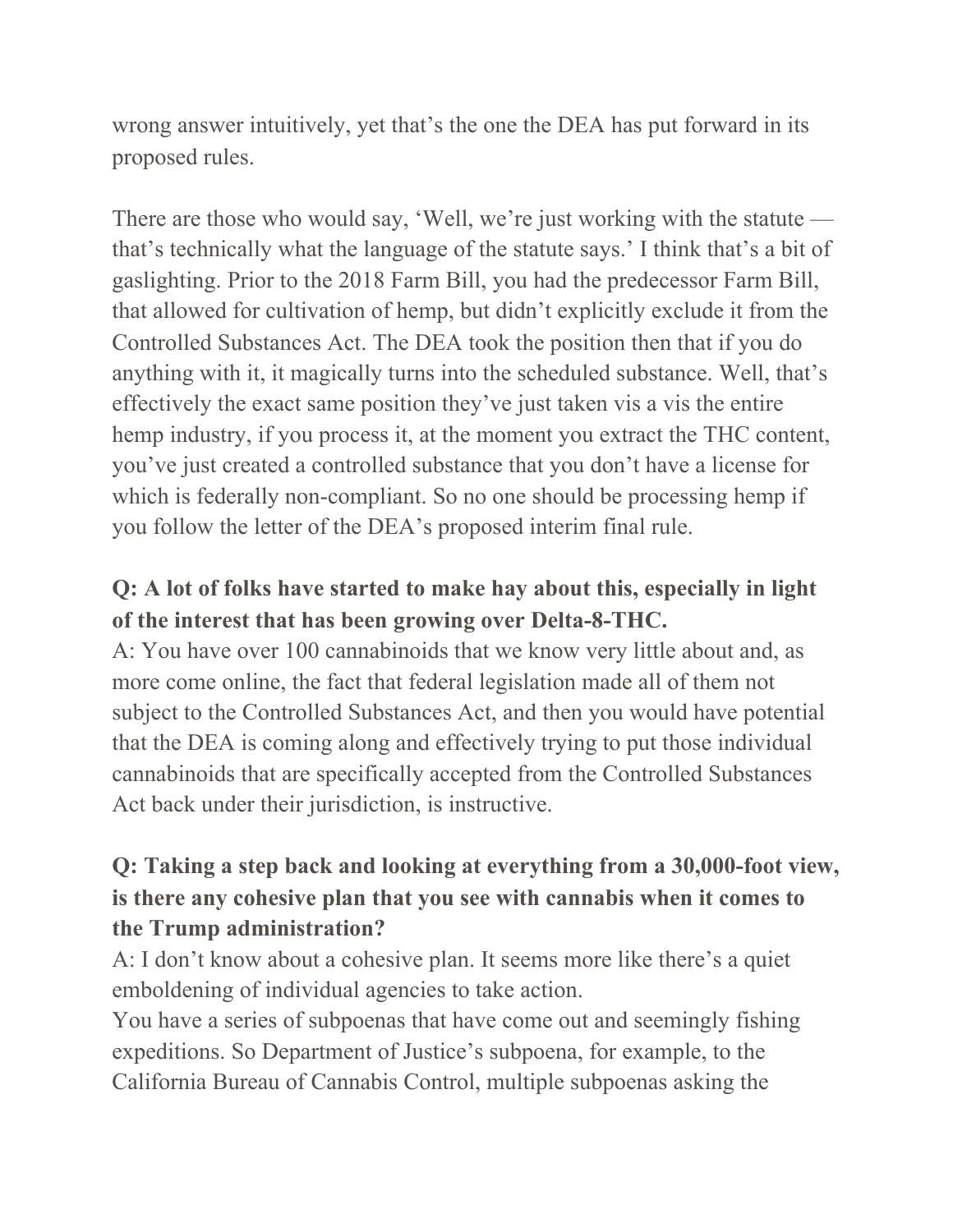wrong answer intuitively, yet that's the one the DEA has put forward in its proposed rules.

There are those who would say, 'Well, we're just working with the statute — that's technically what the language of the statute says.' I think that's a bit of gaslighting. Prior to the 2018 Farm Bill, you had the predecessor Farm Bill, that allowed for cultivation of hemp, but didn't explicitly exclude it from the Controlled Substances Act. The DEA took the position then that if you do anything with it, it magically turns into the scheduled substance. Well, that's effectively the exact same position they've just taken vis a vis the entire hemp industry, if you process it, at the moment you extract the THC content, you've just created a controlled substance that you don't have a license for which is federally non-compliant. So no one should be processing hemp if you follow the letter of the DEA's proposed interim final rule.

**Q: A lot of folks have started to make hay about this, especially in light of the interest that has been growing over Delta-8-THC.**
A: You have over 100 cannabinoids that we know very little about and, as more come online, the fact that federal legislation made all of them not subject to the Controlled Substances Act, and then you would have potential that the DEA is coming along and effectively trying to put those individual cannabinoids that are specifically accepted from the Controlled Substances Act back under their jurisdiction, is instructive.

**Q: Taking a step back and looking at everything from a 30,000-foot view, is there any cohesive plan that you see with cannabis when it comes to the Trump administration?**
A: I don't know about a cohesive plan. It seems more like there's a quiet emboldening of individual agencies to take action.
You have a series of subpoenas that have come out and seemingly fishing expeditions. So Department of Justice's subpoena, for example, to the California Bureau of Cannabis Control, multiple subpoenas asking the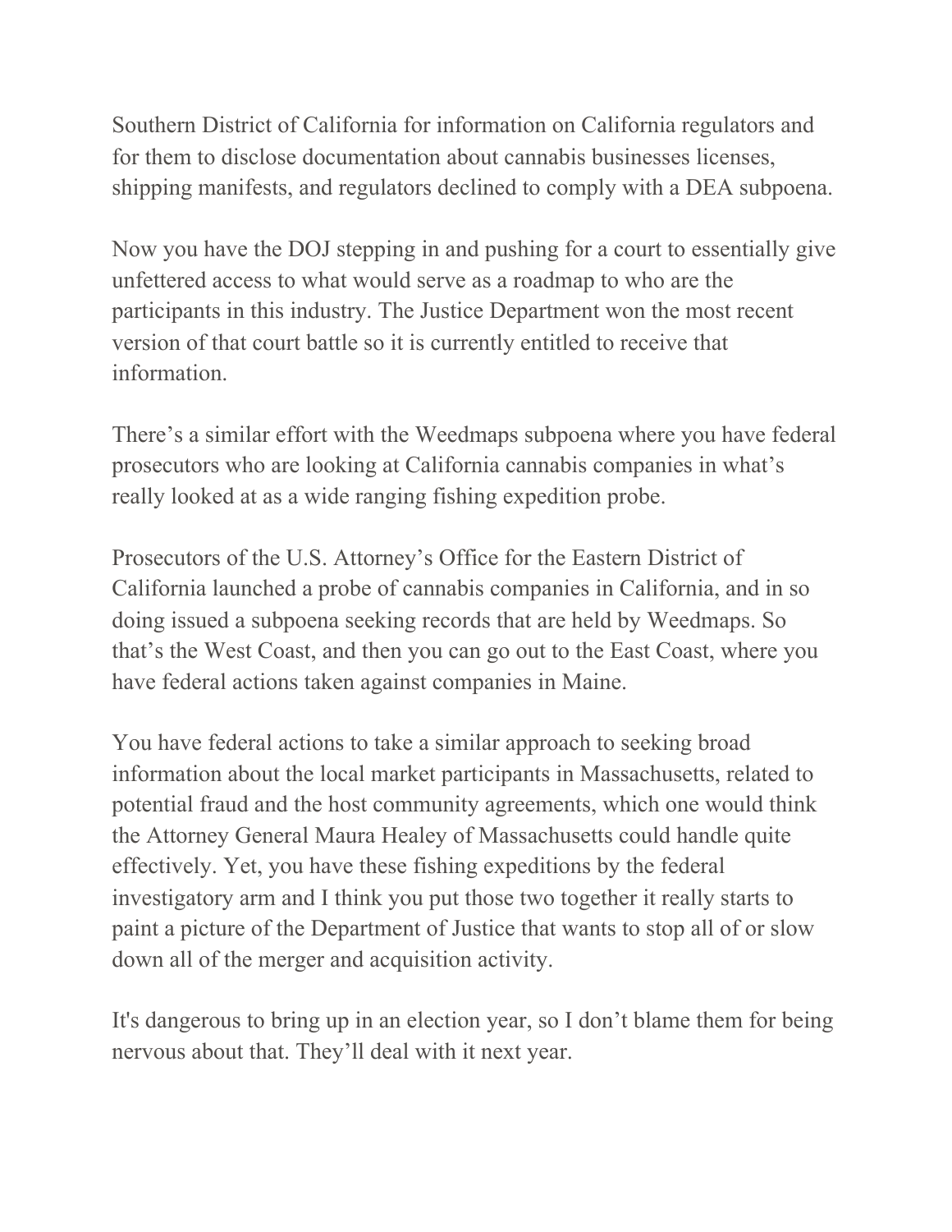Southern District of California for information on California regulators and for them to disclose documentation about cannabis businesses licenses, shipping manifests, and regulators declined to comply with a DEA subpoena.

Now you have the DOJ stepping in and pushing for a court to essentially give unfettered access to what would serve as a roadmap to who are the participants in this industry. The Justice Department won the most recent version of that court battle so it is currently entitled to receive that information.

There's a similar effort with the Weedmaps subpoena where you have federal prosecutors who are looking at California cannabis companies in what's really looked at as a wide ranging fishing expedition probe.

Prosecutors of the U.S. Attorney's Office for the Eastern District of California launched a probe of cannabis companies in California, and in so doing issued a subpoena seeking records that are held by Weedmaps. So that's the West Coast, and then you can go out to the East Coast, where you have federal actions taken against companies in Maine.

You have federal actions to take a similar approach to seeking broad information about the local market participants in Massachusetts, related to potential fraud and the host community agreements, which one would think the Attorney General Maura Healey of Massachusetts could handle quite effectively. Yet, you have these fishing expeditions by the federal investigatory arm and I think you put those two together it really starts to paint a picture of the Department of Justice that wants to stop all of or slow down all of the merger and acquisition activity.

It's dangerous to bring up in an election year, so I don't blame them for being nervous about that. They'll deal with it next year.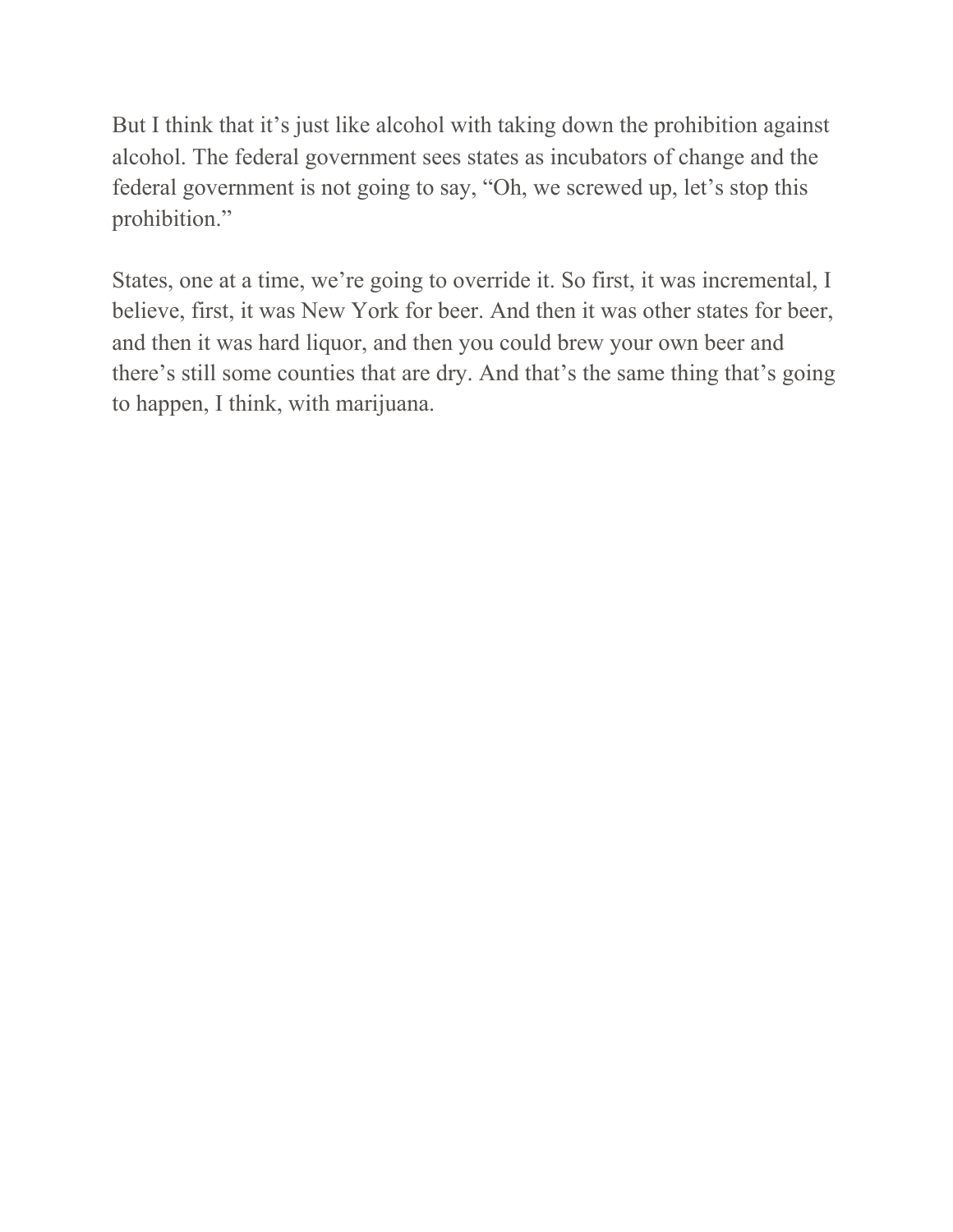But I think that it's just like alcohol with taking down the prohibition against alcohol. The federal government sees states as incubators of change and the federal government is not going to say, "Oh, we screwed up, let's stop this prohibition."

States, one at a time, we're going to override it. So first, it was incremental, I believe, first, it was New York for beer. And then it was other states for beer, and then it was hard liquor, and then you could brew your own beer and there's still some counties that are dry. And that's the same thing that's going to happen, I think, with marijuana.